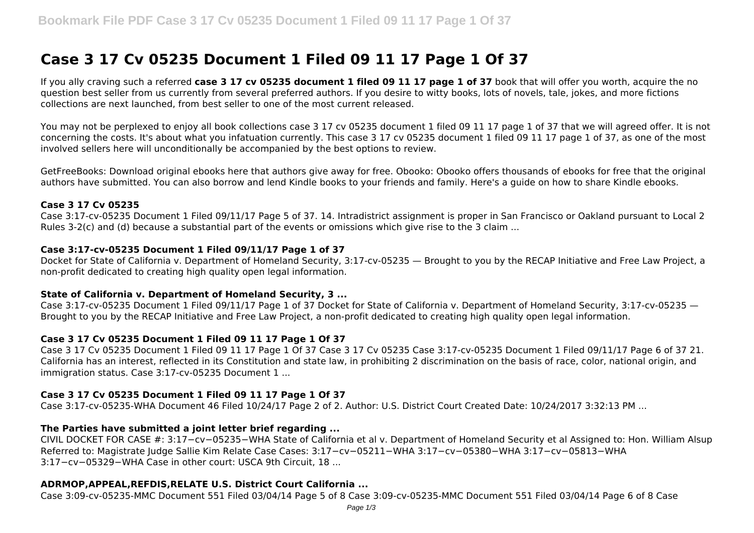# Case 3 17 Cv 05235 Document 1 Filed 09 11 17 Page 1 Of 37

If you ally craving such a referred **case 3 17 cv 05235 document 1 filed 09 11 17 page 1 of 37** book that will offer you worth, acquire the no question best seller from us currently from several preferred authors. If you desire to witty books, lots of novels, tale, jokes, and more fictions collections are next launched, from best seller to one of the most current released.

You may not be perplexed to enjoy all book collections case 3 17 cv 05235 document 1 filed 09 11 17 page 1 of 37 that we will agreed offer. It is not concerning the costs. It's about what you infatuation currently. This case 3 17 cv 05235 document 1 filed 09 11 17 page 1 of 37, as one of the most involved sellers here will unconditionally be accompanied by the best options to review.

GetFreeBooks: Download original ebooks here that authors give away for free. Obooko: Obooko offers thousands of ebooks for free that the original authors have submitted. You can also borrow and lend Kindle books to your friends and family. Here's a guide on how to share Kindle ebooks.

### Case 3 17 Cv 05235

Case 3:17-cv-05235 Document 1 Filed 09/11/17 Page 5 of 37. 14. Intradistrict assignment is proper in San Francisco or Oakland pursuant to Local 2 Rules 3-2(c) and (d) because a substantial part of the events or omissions which give rise to the 3 claim ...

### Case 3:17-cv-05235 Document 1 Filed 09/11/17 Page 1 of 37

Docket for State of California v. Department of Homeland Security, 3:17-cv-05235 — Brought to you by the RECAP Initiative and Free Law Project, a non-profit dedicated to creating high quality open legal information.

### State of California v. Department of Homeland Security, 3 ...

Case 3:17-cv-05235 Document 1 Filed 09/11/17 Page 1 of 37 Docket for State of California v. Department of Homeland Security, 3:17-cv-05235 — Brought to you by the RECAP Initiative and Free Law Project, a non-profit dedicated to creating high quality open legal information.

### Case 3 17 Cv 05235 Document 1 Filed 09 11 17 Page 1 Of 37

Case 3 17 Cv 05235 Document 1 Filed 09 11 17 Page 1 Of 37 Case 3 17 Cv 05235 Case 3:17-cv-05235 Document 1 Filed 09/11/17 Page 6 of 37 21. California has an interest, reflected in its Constitution and state law, in prohibiting 2 discrimination on the basis of race, color, national origin, and immigration status. Case 3:17-cv-05235 Document 1 ...

### Case 3 17 Cv 05235 Document 1 Filed 09 11 17 Page 1 Of 37

Case 3:17-cv-05235-WHA Document 46 Filed 10/24/17 Page 2 of 2. Author: U.S. District Court Created Date: 10/24/2017 3:32:13 PM ...

### The Parties have submitted a joint letter brief regarding ...

CIVIL DOCKET FOR CASE #: 3:17−cv−05235−WHA State of California et al v. Department of Homeland Security et al Assigned to: Hon. William Alsup Referred to: Magistrate Judge Sallie Kim Relate Case Cases: 3:17−cv−05211−WHA 3:17−cv−05380−WHA 3:17−cv−05813−WHA 3:17−cv−05329−WHA Case in other court: USCA 9th Circuit, 18 ...

### ADRMOP,APPEAL,REFDIS,RELATE U.S. District Court California ...

Case 3:09-cv-05235-MMC Document 551 Filed 03/04/14 Page 5 of 8 Case 3:09-cv-05235-MMC Document 551 Filed 03/04/14 Page 6 of 8 Case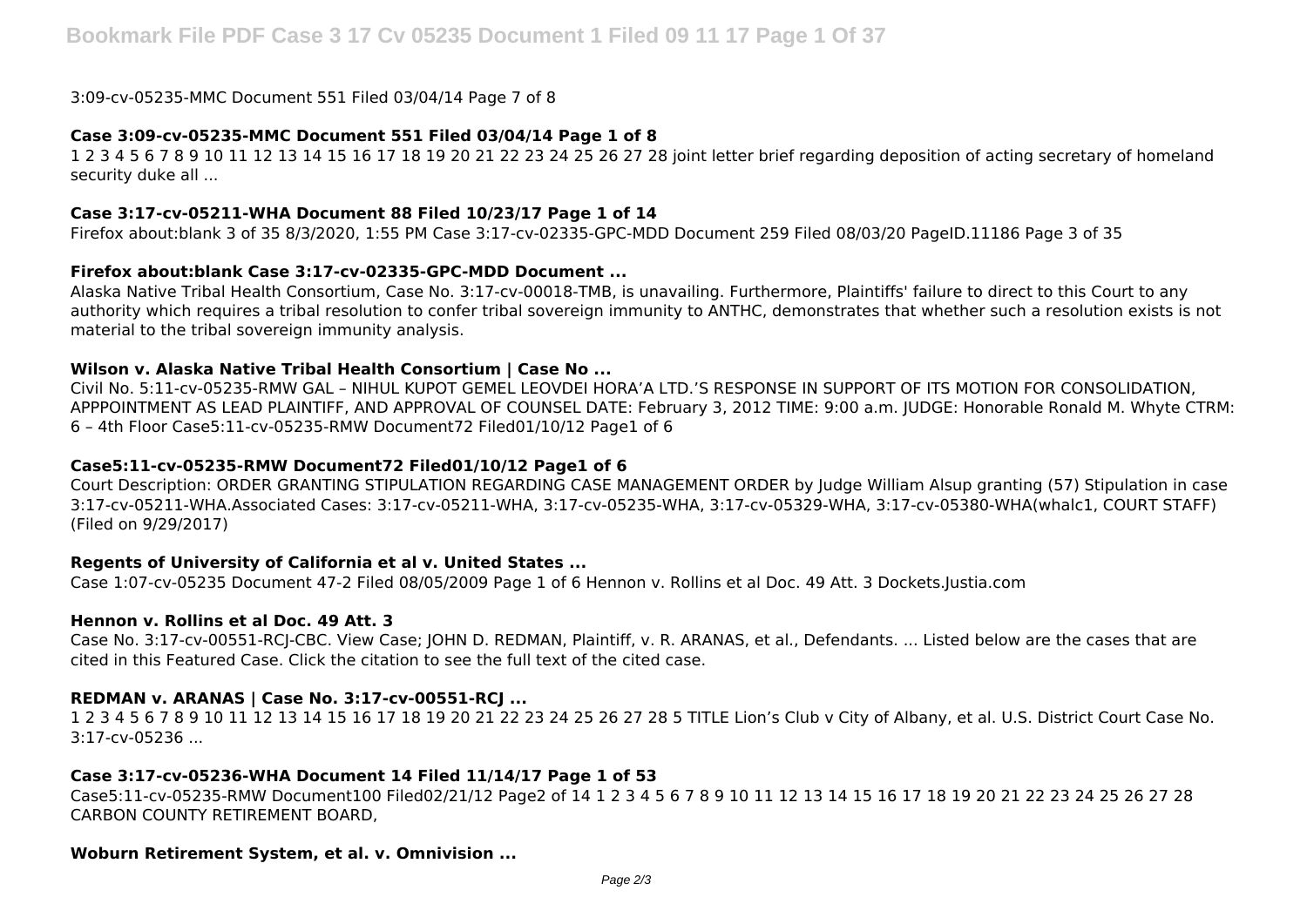3:09-cv-05235-MMC Document 551 Filed 03/04/14 Page 7 of 8

### Case 3:09-cv-05235-MMC Document 551 Filed 03/04/14 Page 1 of 8

1 2 3 4 5 6 7 8 9 10 11 12 13 14 15 16 17 18 19 20 21 22 23 24 25 26 27 28 joint letter brief regarding deposition of acting secretary of homeland security duke all ...

### Case 3:17-cv-05211-WHA Document 88 Filed 10/23/17 Page 1 of 14

Firefox about:blank 3 of 35 8/3/2020, 1:55 PM Case 3:17-cv-02335-GPC-MDD Document 259 Filed 08/03/20 PageID.11186 Page 3 of 35

### Firefox about:blank Case 3:17-cv-02335-GPC-MDD Document ...

Alaska Native Tribal Health Consortium, Case No. 3:17-cv-00018-TMB, is unavailing. Furthermore, Plaintiffs' failure to direct to this Court to any authority which requires a tribal resolution to confer tribal sovereign immunity to ANTHC, demonstrates that whether such a resolution exists is not material to the tribal sovereign immunity analysis.

### Wilson v. Alaska Native Tribal Health Consortium | Case No ...

Civil No. 5:11-cv-05235-RMW GAL – NIHUL KUPOT GEMEL LEOVDEI HORA'A LTD.'S RESPONSE IN SUPPORT OF ITS MOTION FOR CONSOLIDATION, APPPOINTMENT AS LEAD PLAINTIFF, AND APPROVAL OF COUNSEL DATE: February 3, 2012 TIME: 9:00 a.m. JUDGE: Honorable Ronald M. Whyte CTRM: 6 – 4th Floor Case5:11-cv-05235-RMW Document72 Filed01/10/12 Page1 of 6

### Case5:11-cv-05235-RMW Document72 Filed01/10/12 Page1 of 6

Court Description: ORDER GRANTING STIPULATION REGARDING CASE MANAGEMENT ORDER by Judge William Alsup granting (57) Stipulation in case 3:17-cv-05211-WHA.Associated Cases: 3:17-cv-05211-WHA, 3:17-cv-05235-WHA, 3:17-cv-05329-WHA, 3:17-cv-05380-WHA(whalc1, COURT STAFF) (Filed on 9/29/2017)

### Regents of University of California et al v. United States ...

Case 1:07-cv-05235 Document 47-2 Filed 08/05/2009 Page 1 of 6 Hennon v. Rollins et al Doc. 49 Att. 3 Dockets.Justia.com

### Hennon v. Rollins et al Doc. 49 Att. 3

Case No. 3:17-cv-00551-RCJ-CBC. View Case; JOHN D. REDMAN, Plaintiff, v. R. ARANAS, et al., Defendants. ... Listed below are the cases that are cited in this Featured Case. Click the citation to see the full text of the cited case.

### REDMAN v. ARANAS | Case No. 3:17-cv-00551-RCJ ...

1 2 3 4 5 6 7 8 9 10 11 12 13 14 15 16 17 18 19 20 21 22 23 24 25 26 27 28 5 TITLE Lion's Club v City of Albany, et al. U.S. District Court Case No. 3:17-cv-05236 ...

### Case 3:17-cv-05236-WHA Document 14 Filed 11/14/17 Page 1 of 53

Case5:11-cv-05235-RMW Document100 Filed02/21/12 Page2 of 14 1 2 3 4 5 6 7 8 9 10 11 12 13 14 15 16 17 18 19 20 21 22 23 24 25 26 27 28 CARBON COUNTY RETIREMENT BOARD,

### Woburn Retirement System, et al. v. Omnivision ...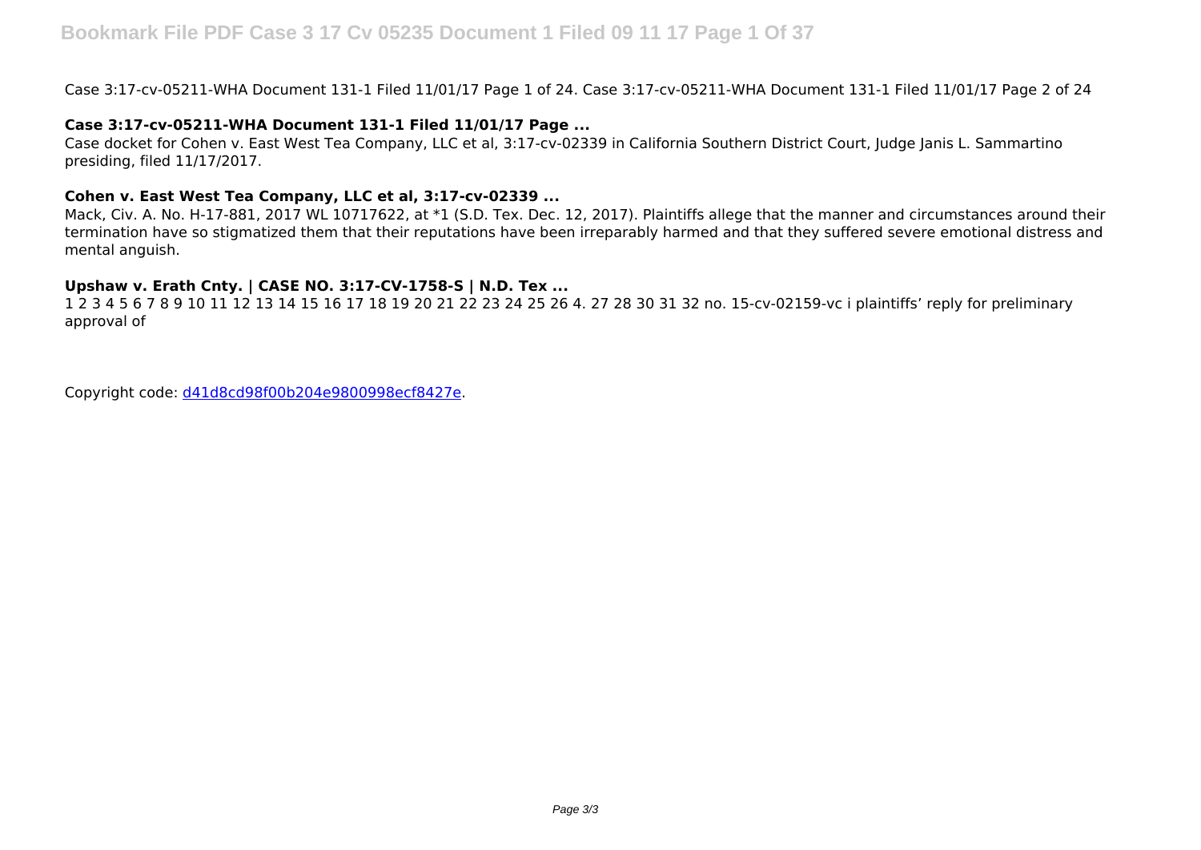Case 3:17-cv-05211-WHA Document 131-1 Filed 11/01/17 Page 1 of 24. Case 3:17-cv-05211-WHA Document 131-1 Filed 11/01/17 Page 2 of 24

**Case 3:17-cv-05211-WHA Document 131-1 Filed 11/01/17 Page ...**

Case docket for Cohen v. East West Tea Company, LLC et al, 3:17-cv-02339 in California Southern District Court, Judge Janis L. Sammartino presiding, filed 11/17/2017.

**Cohen v. East West Tea Company, LLC et al, 3:17-cv-02339 ...**

Mack, Civ. A. No. H-17-881, 2017 WL 10717622, at *1 (S.D. Tex. Dec. 12, 2017). Plaintiffs allege that the manner and circumstances around their termination have so stigmatized them that their reputations have been irreparably harmed and that they suffered severe emotional distress and mental anguish.

**Upshaw v. Erath Cnty. | CASE NO. 3:17-CV-1758-S | N.D. Tex ...**

1 2 3 4 5 6 7 8 9 10 11 12 13 14 15 16 17 18 19 20 21 22 23 24 25 26 4. 27 28 30 31 32 no. 15-cv-02159-vc i plaintiffs' reply for preliminary approval of

Copyright code: d41d8cd98f00b204e9800998ecf8427e.